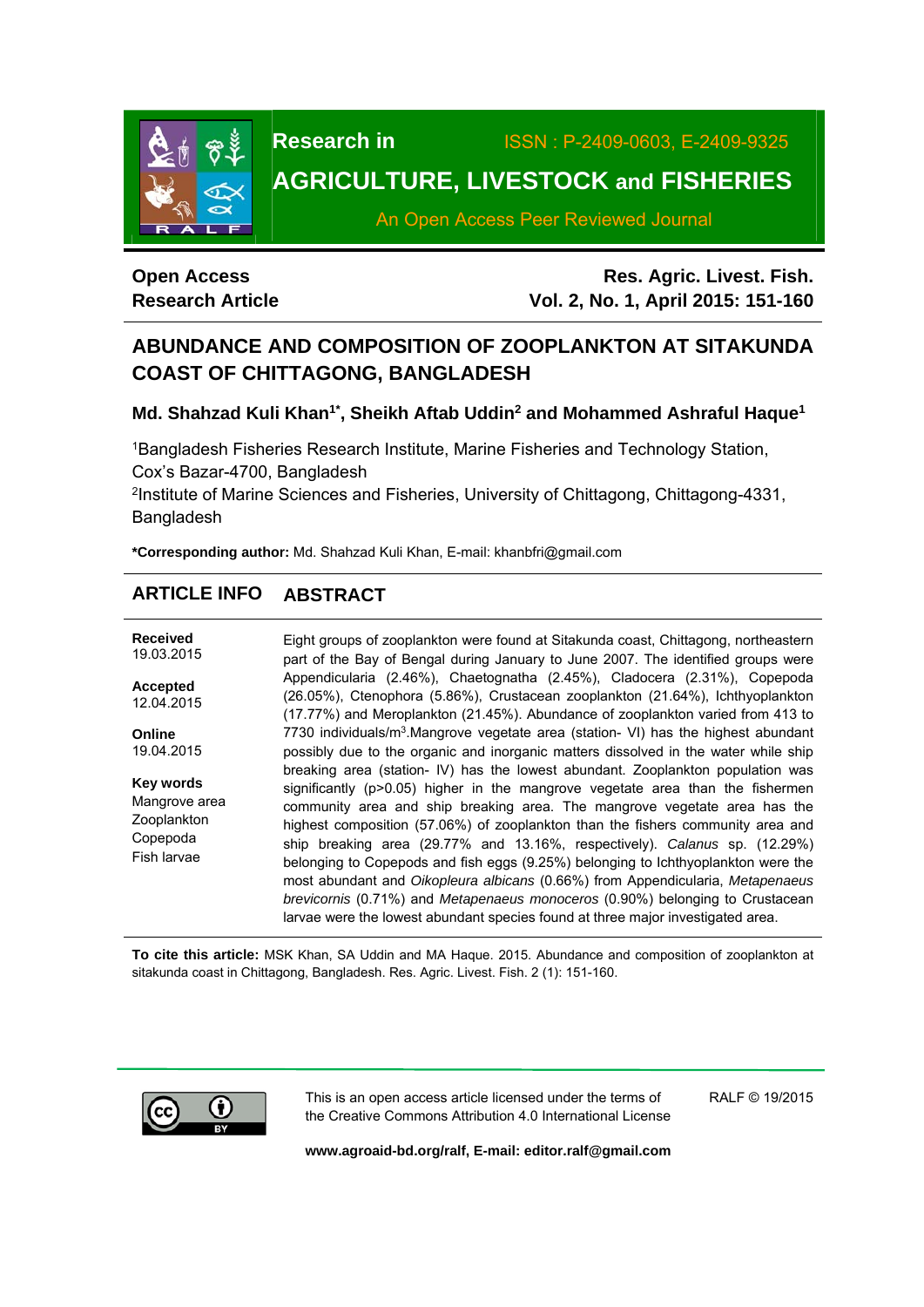**Research in** ISSN : P-2409-0603, E-2409-9325

**AGRICULTURE, LIVESTOCK and FISHERIES**

An Open Access Peer Reviewed Journal

**Open Access**
**Research Article**

**Res. Agric. Livest. Fish.**
**Vol. 2, No. 1, April 2015: 151-160**

# ABUNDANCE AND COMPOSITION OF ZOOPLANKTON AT SITAKUNDA COAST OF CHITTAGONG, BANGLADESH

**Md. Shahzad Kuli Khan[1*], Sheikh Aftab Uddin[2] and Mohammed Ashraful Haque[1]**

[1]Bangladesh Fisheries Research Institute, Marine Fisheries and Technology Station, Cox's Bazar-4700, Bangladesh

[2]Institute of Marine Sciences and Fisheries, University of Chittagong, Chittagong-4331, Bangladesh

**\*Corresponding author:** Md. Shahzad Kuli Khan, E-mail: khanbfri@gmail.com

## ARTICLE INFO

**Received**
19.03.2015

**Accepted**
12.04.2015

**Online**
19.04.2015

**Key words**
Mangrove area
Zooplankton
Copepoda
Fish larvae

## ABSTRACT

Eight groups of zooplankton were found at Sitakunda coast, Chittagong, northeastern part of the Bay of Bengal during January to June 2007. The identified groups were Appendicularia (2.46%), Chaetognatha (2.45%), Cladocera (2.31%), Copepoda (26.05%), Ctenophora (5.86%), Crustacean zooplankton (21.64%), Ichthyoplankton (17.77%) and Meroplankton (21.45%). Abundance of zooplankton varied from 413 to 7730 individuals/$m^3$.Mangrove vegetate area (station- VI) has the highest abundant possibly due to the organic and inorganic matters dissolved in the water while ship breaking area (station- IV) has the lowest abundant. Zooplankton population was significantly ($p>0.05$) higher in the mangrove vegetate area than the fishermen community area and ship breaking area. The mangrove vegetate area has the highest composition (57.06%) of zooplankton than the fishers community area and ship breaking area (29.77% and 13.16%, respectively). *Calanus* sp. (12.29%) belonging to Copepods and fish eggs (9.25%) belonging to Ichthyoplankton were the most abundant and *Oikopleura albicans* (0.66%) from Appendicularia, *Metapenaeus brevicornis* (0.71%) and *Metapenaeus monoceros* (0.90%) belonging to Crustacean larvae were the lowest abundant species found at three major investigated area.

**To cite this article:** MSK Khan, SA Uddin and MA Haque. 2015. Abundance and composition of zooplankton at sitakunda coast in Chittagong, Bangladesh. Res. Agric. Livest. Fish. 2 (1): 151-160.

This is an open access article licensed under the terms of the Creative Commons Attribution 4.0 International License

RALF © 19/2015

**www.agroaid-bd.org/ralf, E-mail: editor.ralf@gmail.com**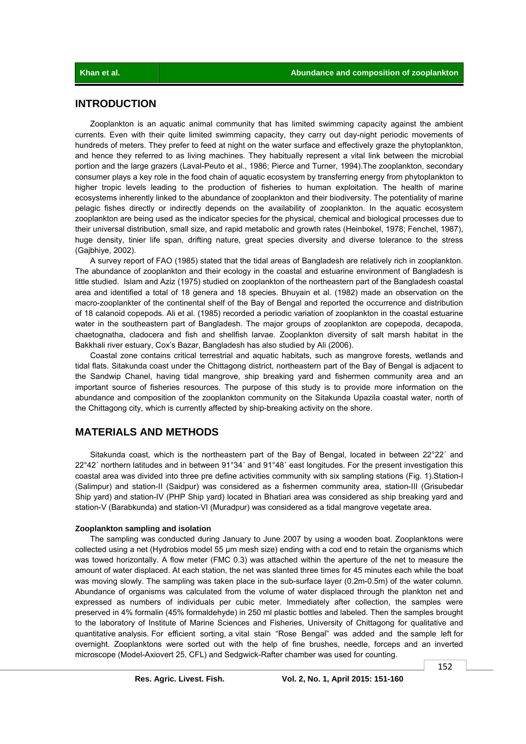## INTRODUCTION

Zooplankton is an aquatic animal community that has limited swimming capacity against the ambient currents. Even with their quite limited swimming capacity, they carry out day-night periodic movements of hundreds of meters. They prefer to feed at night on the water surface and effectively graze the phytoplankton, and hence they referred to as living machines. They habitually represent a vital link between the microbial portion and the large grazers (Laval-Peuto et al., 1986; Pierce and Turner, 1994).The zooplankton, secondary consumer plays a key role in the food chain of aquatic ecosystem by transferring energy from phytoplankton to higher tropic levels leading to the production of fisheries to human exploitation. The health of marine ecosystems inherently linked to the abundance of zooplankton and their biodiversity. The potentiality of marine pelagic fishes directly or indirectly depends on the availability of zooplankton. In the aquatic ecosystem zooplankton are being used as the indicator species for the physical, chemical and biological processes due to their universal distribution, small size, and rapid metabolic and growth rates (Heinbokel, 1978; Fenchel, 1987), huge density, tinier life span, drifting nature, great species diversity and diverse tolerance to the stress (Gajbhiye, 2002).

A survey report of FAO (1985) stated that the tidal areas of Bangladesh are relatively rich in zooplankton. The abundance of zooplankton and their ecology in the coastal and estuarine environment of Bangladesh is little studied. Islam and Aziz (1975) studied on zooplankton of the northeastern part of the Bangladesh coastal area and identified a total of 18 genera and 18 species. Bhuyain et al. (1982) made an observation on the macro-zooplankter of the continental shelf of the Bay of Bengal and reported the occurrence and distribution of 18 calanoid copepods. Ali et al. (1985) recorded a periodic variation of zooplankton in the coastal estuarine water in the southeastern part of Bangladesh. The major groups of zooplankton are copepoda, decapoda, chaetognatha, cladocera and fish and shellfish larvae. Zooplankton diversity of salt marsh habitat in the Bakkhali river estuary, Cox's Bazar, Bangladesh has also studied by Ali (2006).

Coastal zone contains critical terrestrial and aquatic habitats, such as mangrove forests, wetlands and tidal flats. Sitakunda coast under the Chittagong district, northeastern part of the Bay of Bengal is adjacent to the Sandwip Chanel, having tidal mangrove, ship breaking yard and fishermen community area and an important source of fisheries resources. The purpose of this study is to provide more information on the abundance and composition of the zooplankton community on the Sitakunda Upazila coastal water, north of the Chittagong city, which is currently affected by ship-breaking activity on the shore.

## MATERIALS AND METHODS

Sitakunda coast, which is the northeastern part of the Bay of Bengal, located in between 22°22´ and 22°42´ northern latitudes and in between 91°34´ and 91°48´ east longitudes. For the present investigation this coastal area was divided into three pre define activities community with six sampling stations (Fig. 1).Station-I (Salimpur) and station-II (Saidpur) was considered as a fishermen community area, station-III (Grisubedar Ship yard) and station-IV (PHP Ship yard) located in Bhatiari area was considered as ship breaking yard and station-V (Barabkunda) and station-VI (Muradpur) was considered as a tidal mangrove vegetate area.

### Zooplankton sampling and isolation

The sampling was conducted during January to June 2007 by using a wooden boat. Zooplanktons were collected using a net (Hydrobios model 55 µm mesh size) ending with a cod end to retain the organisms which was towed horizontally. A flow meter (FMC 0.3) was attached within the aperture of the net to measure the amount of water displaced. At each station, the net was slanted three times for 45 minutes each while the boat was moving slowly. The sampling was taken place in the sub-surface layer (0.2m-0.5m) of the water column. Abundance of organisms was calculated from the volume of water displaced through the plankton net and expressed as numbers of individuals per cubic meter. Immediately after collection, the samples were preserved in 4% formalin (45% formaldehyde) in 250 ml plastic bottles and labeled. Then the samples brought to the laboratory of Institute of Marine Sciences and Fisheries, University of Chittagong for qualitative and quantitative analysis. For efficient sorting, a vital stain "Rose Bengal" was added and the sample left for overnight. Zooplanktons were sorted out with the help of fine brushes, needle, forceps and an inverted microscope (Model-Axiovert 25, CFL) and Sedgwick-Rafter chamber was used for counting.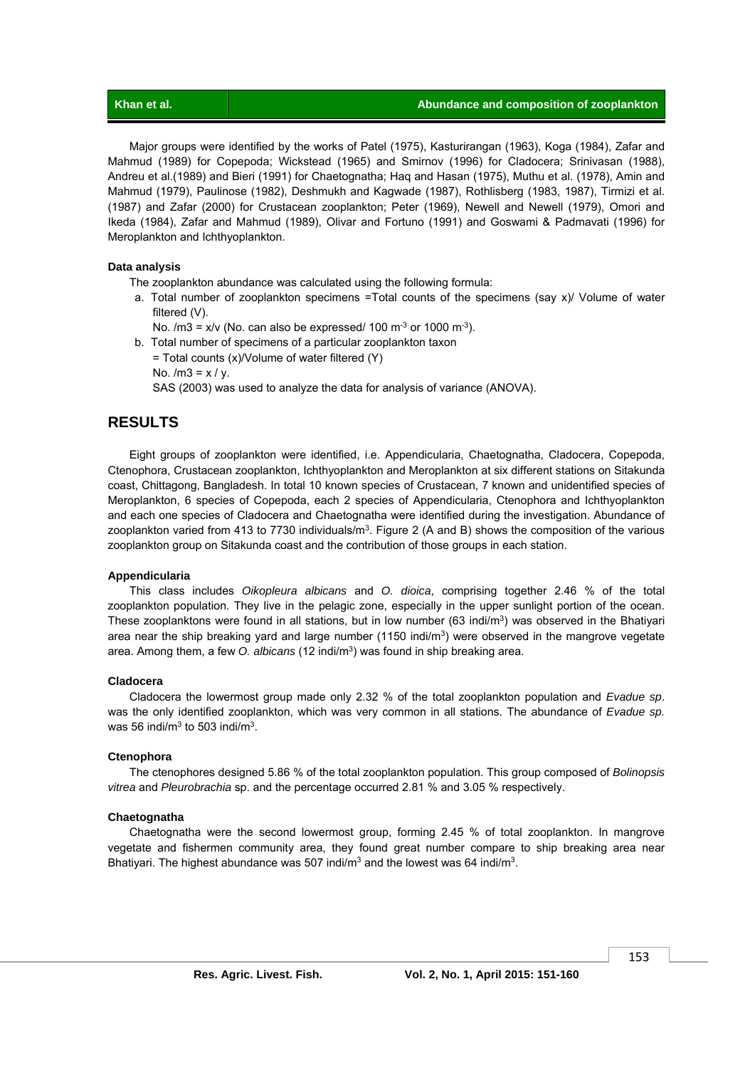Major groups were identified by the works of Patel (1975), Kasturirangan (1963), Koga (1984), Zafar and Mahmud (1989) for Copepoda; Wickstead (1965) and Smirnov (1996) for Cladocera; Srinivasan (1988), Andreu et al.(1989) and Bieri (1991) for Chaetognatha; Haq and Hasan (1975), Muthu et al. (1978), Amin and Mahmud (1979), Paulinose (1982), Deshmukh and Kagwade (1987), Rothlisberg (1983, 1987), Tirmizi et al. (1987) and Zafar (2000) for Crustacean zooplankton; Peter (1969), Newell and Newell (1979), Omori and Ikeda (1984), Zafar and Mahmud (1989), Olivar and Fortuno (1991) and Goswami & Padmavati (1996) for Meroplankton and Ichthyoplankton.

### Data analysis

The zooplankton abundance was calculated using the following formula:

a. Total number of zooplankton specimens =Total counts of the specimens (say x)/ Volume of water filtered (V).

   No. $/m3 = x/v$ (No. can also be expressed/ 100 $m^{-3}$ or 1000 $m^{-3}$).

b. Total number of specimens of a particular zooplankton taxon

   = Total counts (x)/Volume of water filtered (Y)

   No. $/m3 = x / y$.

   SAS (2003) was used to analyze the data for analysis of variance (ANOVA).

## RESULTS

Eight groups of zooplankton were identified, i.e. Appendicularia, Chaetognatha, Cladocera, Copepoda, Ctenophora, Crustacean zooplankton, Ichthyoplankton and Meroplankton at six different stations on Sitakunda coast, Chittagong, Bangladesh. In total 10 known species of Crustacean, 7 known and unidentified species of Meroplankton, 6 species of Copepoda, each 2 species of Appendicularia, Ctenophora and Ichthyoplankton and each one species of Cladocera and Chaetognatha were identified during the investigation. Abundance of zooplankton varied from 413 to 7730 individuals/$m^3$. Figure 2 (A and B) shows the composition of the various zooplankton group on Sitakunda coast and the contribution of those groups in each station.

### Appendicularia

This class includes *Oikopleura albicans* and *O. dioica*, comprising together 2.46 % of the total zooplankton population. They live in the pelagic zone, especially in the upper sunlight portion of the ocean. These zooplanktons were found in all stations, but in low number (63 indi/$m^3$) was observed in the Bhatiyari area near the ship breaking yard and large number (1150 indi/$m^3$) were observed in the mangrove vegetate area. Among them, a few *O. albicans* (12 indi/$m^3$) was found in ship breaking area.

### Cladocera

Cladocera the lowermost group made only 2.32 % of the total zooplankton population and *Evadue sp*. was the only identified zooplankton, which was very common in all stations. The abundance of *Evadue sp.* was 56 indi/$m^3$ to 503 indi/$m^3$.

### Ctenophora

The ctenophores designed 5.86 % of the total zooplankton population. This group composed of *Bolinopsis vitrea* and *Pleurobrachia* sp. and the percentage occurred 2.81 % and 3.05 % respectively.

### Chaetognatha

Chaetognatha were the second lowermost group, forming 2.45 % of total zooplankton. In mangrove vegetate and fishermen community area, they found great number compare to ship breaking area near Bhatiyari. The highest abundance was 507 indi/$m^3$ and the lowest was 64 indi/$m^3$.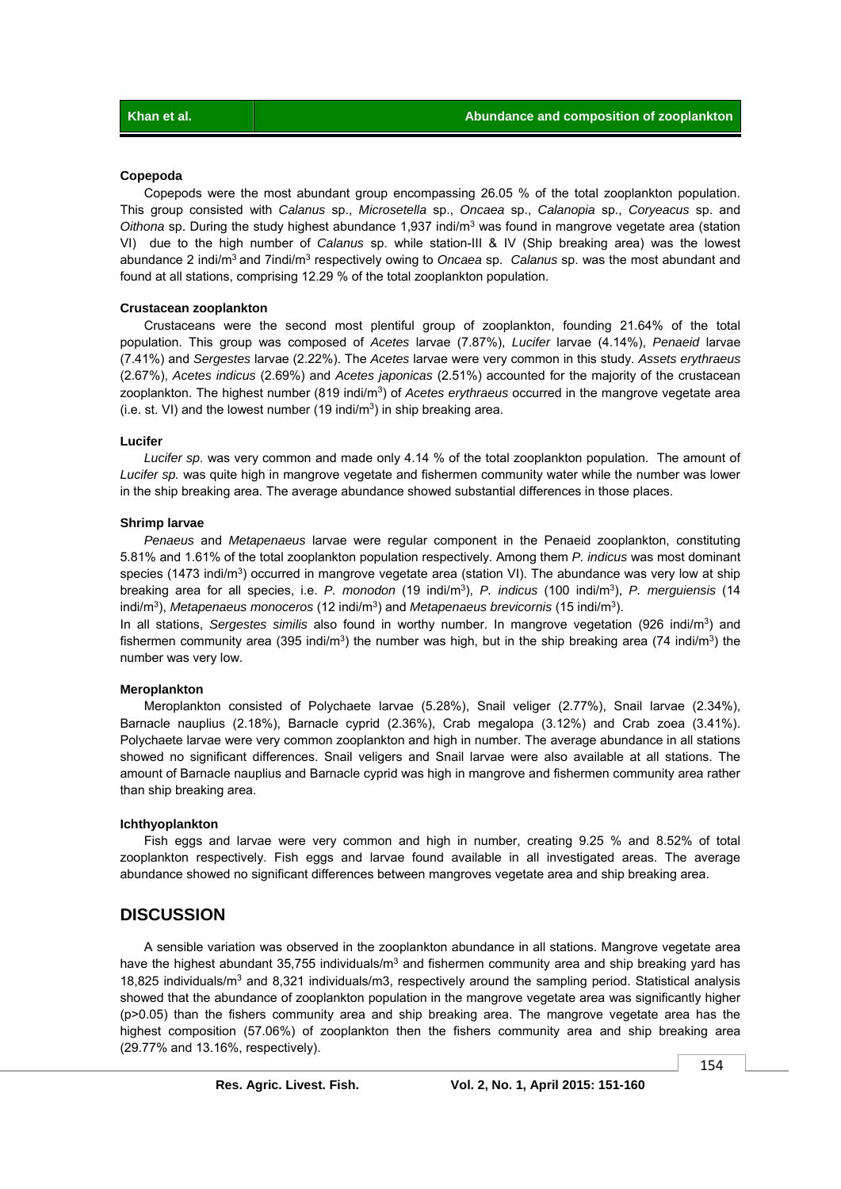**Copepoda**

Copepods were the most abundant group encompassing 26.05 % of the total zooplankton population. This group consisted with *Calanus* sp., *Microsetella* sp., *Oncaea* sp., *Calanopia* sp., *Coryeacus* sp. and *Oithona* sp. During the study highest abundance 1,937 indi/m$^3$ was found in mangrove vegetate area (station VI) due to the high number of *Calanus* sp. while station-III & IV (Ship breaking area) was the lowest abundance 2 indi/m$^3$ and 7indi/m$^3$ respectively owing to *Oncaea* sp. *Calanus* sp. was the most abundant and found at all stations, comprising 12.29 % of the total zooplankton population.

**Crustacean zooplankton**

Crustaceans were the second most plentiful group of zooplankton, founding 21.64% of the total population. This group was composed of *Acetes* larvae (7.87%), *Lucifer* larvae (4.14%), *Penaeid* larvae (7.41%) and *Sergestes* larvae (2.22%). The *Acetes* larvae were very common in this study. *Assets erythraeus* (2.67%), *Acetes indicus* (2.69%) and *Acetes japonicas* (2.51%) accounted for the majority of the crustacean zooplankton. The highest number (819 indi/m$^3$) of *Acetes erythraeus* occurred in the mangrove vegetate area (i.e. st. VI) and the lowest number (19 indi/m$^3$) in ship breaking area.

**Lucifer**

*Lucifer sp*. was very common and made only 4.14 % of the total zooplankton population. The amount of *Lucifer sp.* was quite high in mangrove vegetate and fishermen community water while the number was lower in the ship breaking area. The average abundance showed substantial differences in those places.

**Shrimp larvae**

*Penaeus* and *Metapenaeus* larvae were regular component in the Penaeid zooplankton, constituting 5.81% and 1.61% of the total zooplankton population respectively. Among them *P. indicus* was most dominant species (1473 indi/m$^3$) occurred in mangrove vegetate area (station VI). The abundance was very low at ship breaking area for all species, i.e. *P. monodon* (19 indi/m$^3$), *P. indicus* (100 indi/m$^3$), *P. merguiensis* (14 indi/m$^3$), *Metapenaeus monoceros* (12 indi/m$^3$) and *Metapenaeus brevicornis* (15 indi/m$^3$).

In all stations, *Sergestes similis* also found in worthy number. In mangrove vegetation (926 indi/m$^3$) and fishermen community area (395 indi/m$^3$) the number was high, but in the ship breaking area (74 indi/m$^3$) the number was very low.

**Meroplankton**

Meroplankton consisted of Polychaete larvae (5.28%), Snail veliger (2.77%), Snail larvae (2.34%), Barnacle nauplius (2.18%), Barnacle cyprid (2.36%), Crab megalopa (3.12%) and Crab zoea (3.41%). Polychaete larvae were very common zooplankton and high in number. The average abundance in all stations showed no significant differences. Snail veligers and Snail larvae were also available at all stations. The amount of Barnacle nauplius and Barnacle cyprid was high in mangrove and fishermen community area rather than ship breaking area.

**Ichthyoplankton**

Fish eggs and larvae were very common and high in number, creating 9.25 % and 8.52% of total zooplankton respectively. Fish eggs and larvae found available in all investigated areas. The average abundance showed no significant differences between mangroves vegetate area and ship breaking area.

## DISCUSSION

A sensible variation was observed in the zooplankton abundance in all stations. Mangrove vegetate area have the highest abundant 35,755 individuals/m$^3$ and fishermen community area and ship breaking yard has 18,825 individuals/m$^3$ and 8,321 individuals/m3, respectively around the sampling period. Statistical analysis showed that the abundance of zooplankton population in the mangrove vegetate area was significantly higher ($p>0.05$) than the fishers community area and ship breaking area. The mangrove vegetate area has the highest composition (57.06%) of zooplankton then the fishers community area and ship breaking area (29.77% and 13.16%, respectively).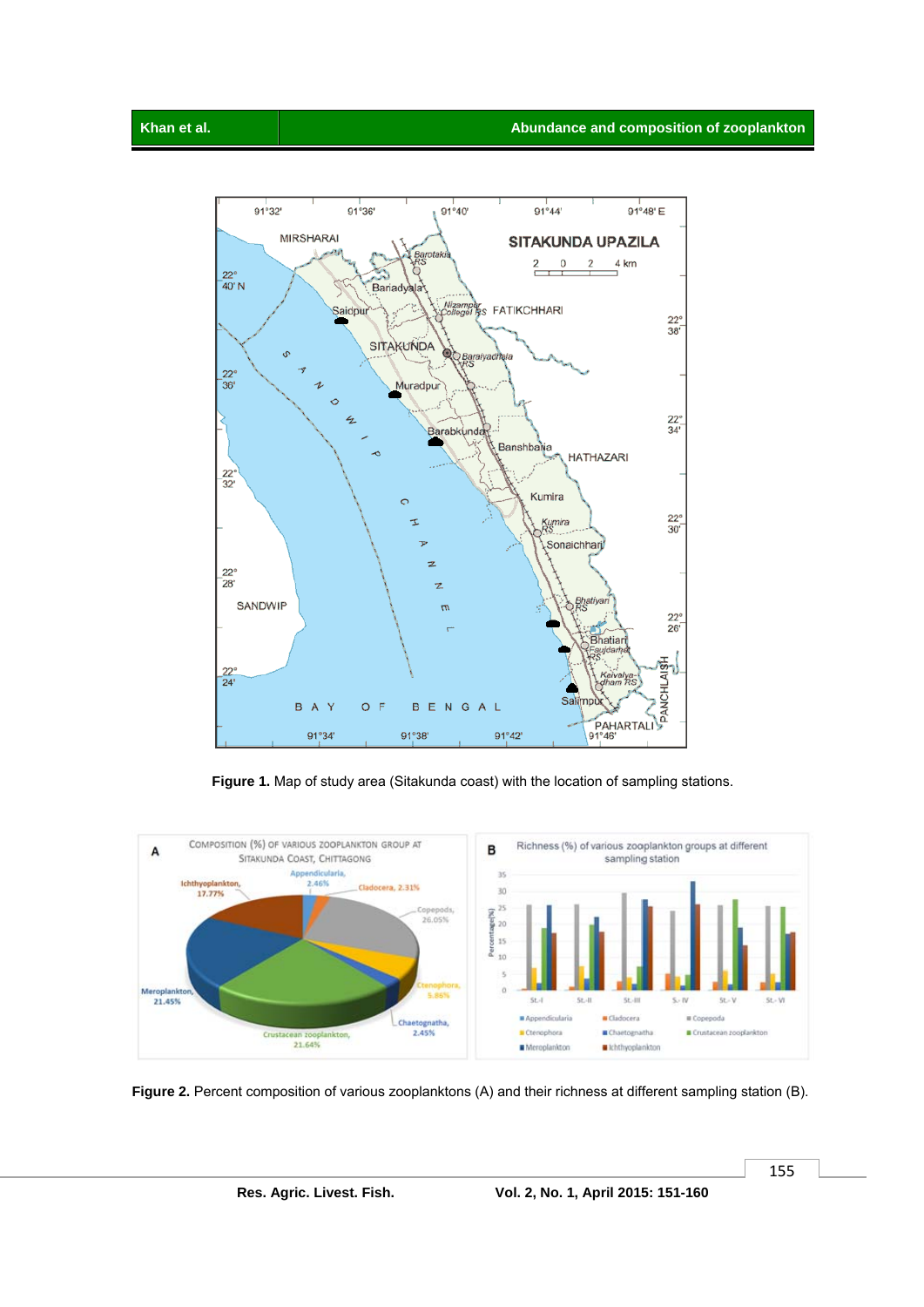**Figure 1.** Map of study area (Sitakunda coast) with the location of sampling stations.

**Figure 2.** Percent composition of various zooplanktons (A) and their richness at different sampling station (B).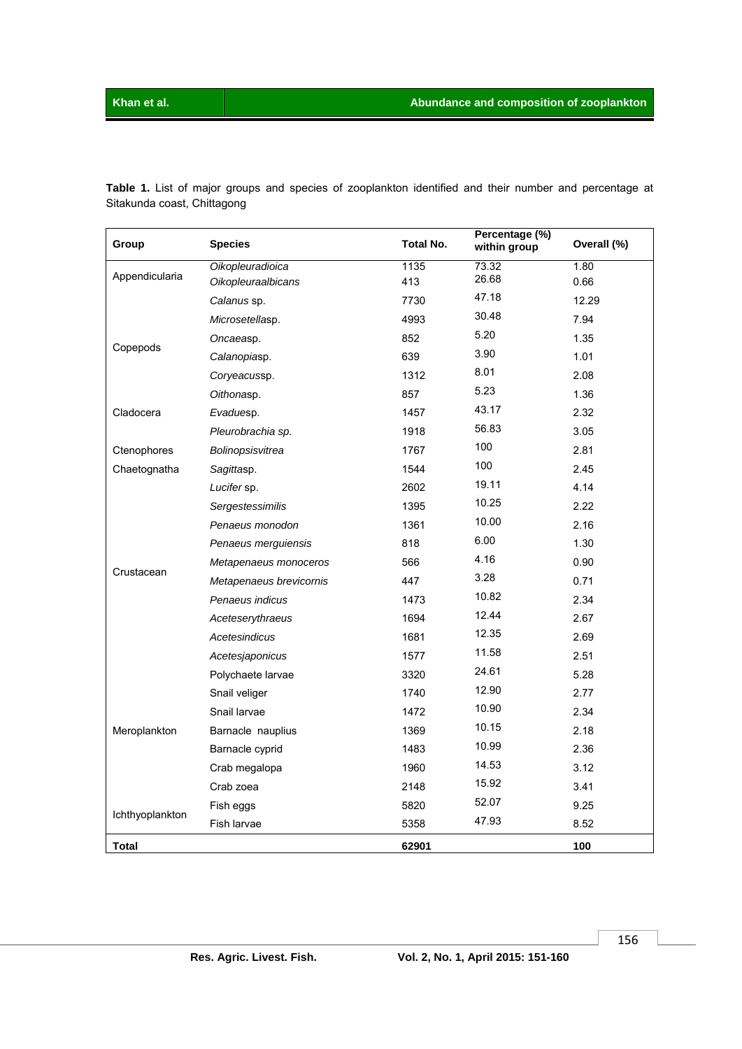**Table 1.** List of major groups and species of zooplankton identified and their number and percentage at Sitakunda coast, Chittagong

| Group | Species | Total No. | Percentage (%) within group | Overall (%) |
|---|---|---|---|---|
| Appendicularia | *Oikopleuradioica* | 1135 | 73.32 | 1.80 |
| | *Oikopleuraalbicans* | 413 | 26.68 | 0.66 |
| Copepods | *Calanus* sp. | 7730 | 47.18 | 12.29 |
| | *Microsetella*sp. | 4993 | 30.48 | 7.94 |
| | *Oncaea*sp. | 852 | 5.20 | 1.35 |
| | *Calanopia*sp. | 639 | 3.90 | 1.01 |
| | *Coryeacus*sp. | 1312 | 8.01 | 2.08 |
| | *Oithona*sp. | 857 | 5.23 | 1.36 |
| Cladocera | *Evadue*sp. | 1457 | 43.17 | 2.32 |
| | *Pleurobrachia sp.* | 1918 | 56.83 | 3.05 |
| Ctenophores | *Bolinopsisvitrea* | 1767 | 100 | 2.81 |
| Chaetognatha | *Sagitta*sp. | 1544 | 100 | 2.45 |
| Crustacean | *Lucifer* sp. | 2602 | 19.11 | 4.14 |
| | *Sergestessimilis* | 1395 | 10.25 | 2.22 |
| | *Penaeus monodon* | 1361 | 10.00 | 2.16 |
| | *Penaeus merguiensis* | 818 | 6.00 | 1.30 |
| | *Metapenaeus monoceros* | 566 | 4.16 | 0.90 |
| | *Metapenaeus brevicornis* | 447 | 3.28 | 0.71 |
| | *Penaeus indicus* | 1473 | 10.82 | 2.34 |
| | *Aceteserythraeus* | 1694 | 12.44 | 2.67 |
| | *Acetesindicus* | 1681 | 12.35 | 2.69 |
| | *Acetesjaponicus* | 1577 | 11.58 | 2.51 |
| Meroplankton | Polychaete larvae | 3320 | 24.61 | 5.28 |
| | Snail veliger | 1740 | 12.90 | 2.77 |
| | Snail larvae | 1472 | 10.90 | 2.34 |
| | Barnacle nauplius | 1369 | 10.15 | 2.18 |
| | Barnacle cyprid | 1483 | 10.99 | 2.36 |
| | Crab megalopa | 1960 | 14.53 | 3.12 |
| | Crab zoea | 2148 | 15.92 | 3.41 |
| Ichthyoplankton | Fish eggs | 5820 | 52.07 | 9.25 |
| | Fish larvae | 5358 | 47.93 | 8.52 |
| **Total** | | **62901** | | **100** |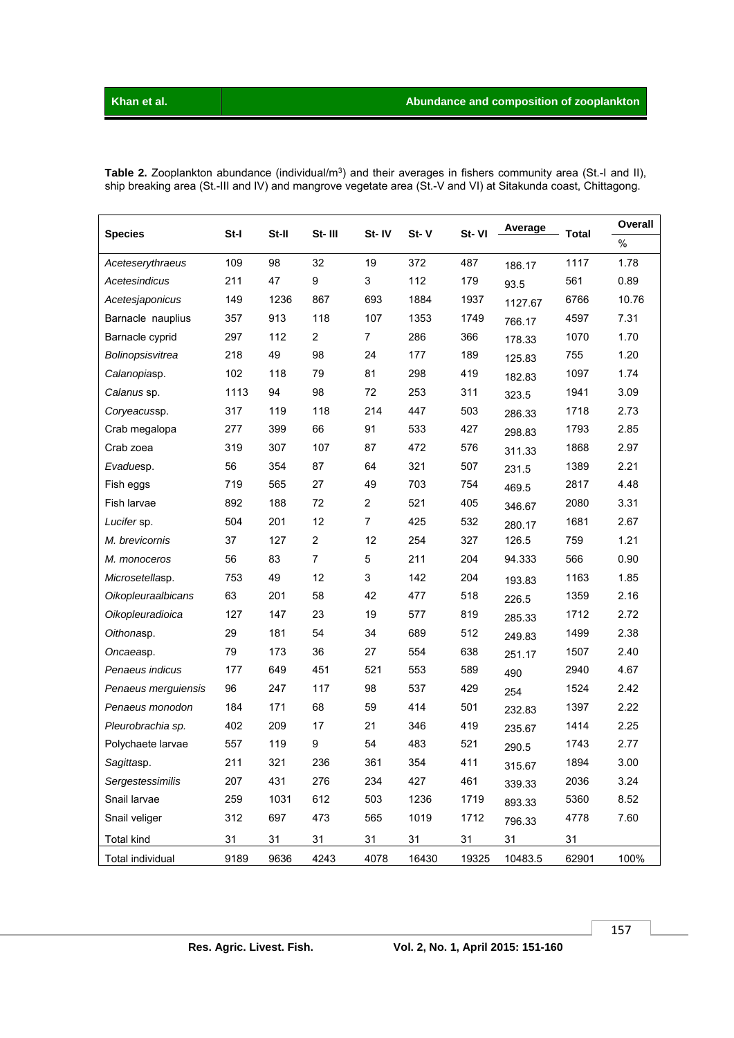**Table 2.** Zooplankton abundance (individual/m$^3$) and their averages in fishers community area (St.-I and II), ship breaking area (St.-III and IV) and mangrove vegetate area (St.-V and VI) at Sitakunda coast, Chittagong.

| Species | St-I | St-II | St- III | St- IV | St- V | St- VI | Average | Total | Overall % |
|---|---|---|---|---|---|---|---|---|---|
| *Aceteserythraeus* | 109 | 98 | 32 | 19 | 372 | 487 | 186.17 | 1117 | 1.78 |
| *Acetesindicus* | 211 | 47 | 9 | 3 | 112 | 179 | 93.5 | 561 | 0.89 |
| *Acetesjaponicus* | 149 | 1236 | 867 | 693 | 1884 | 1937 | 1127.67 | 6766 | 10.76 |
| Barnacle nauplius | 357 | 913 | 118 | 107 | 1353 | 1749 | 766.17 | 4597 | 7.31 |
| Barnacle cyprid | 297 | 112 | 2 | 7 | 286 | 366 | 178.33 | 1070 | 1.70 |
| *Bolinopsisvitrea* | 218 | 49 | 98 | 24 | 177 | 189 | 125.83 | 755 | 1.20 |
| *Calanopia*sp. | 102 | 118 | 79 | 81 | 298 | 419 | 182.83 | 1097 | 1.74 |
| *Calanus* sp. | 1113 | 94 | 98 | 72 | 253 | 311 | 323.5 | 1941 | 3.09 |
| *Coryeacus*sp. | 317 | 119 | 118 | 214 | 447 | 503 | 286.33 | 1718 | 2.73 |
| Crab megalopa | 277 | 399 | 66 | 91 | 533 | 427 | 298.83 | 1793 | 2.85 |
| Crab zoea | 319 | 307 | 107 | 87 | 472 | 576 | 311.33 | 1868 | 2.97 |
| *Evadue*sp. | 56 | 354 | 87 | 64 | 321 | 507 | 231.5 | 1389 | 2.21 |
| Fish eggs | 719 | 565 | 27 | 49 | 703 | 754 | 469.5 | 2817 | 4.48 |
| Fish larvae | 892 | 188 | 72 | 2 | 521 | 405 | 346.67 | 2080 | 3.31 |
| *Lucifer* sp. | 504 | 201 | 12 | 7 | 425 | 532 | 280.17 | 1681 | 2.67 |
| *M. brevicornis* | 37 | 127 | 2 | 12 | 254 | 327 | 126.5 | 759 | 1.21 |
| *M. monoceros* | 56 | 83 | 7 | 5 | 211 | 204 | 94.333 | 566 | 0.90 |
| *Microsetella*sp. | 753 | 49 | 12 | 3 | 142 | 204 | 193.83 | 1163 | 1.85 |
| *Oikopleuraalbicans* | 63 | 201 | 58 | 42 | 477 | 518 | 226.5 | 1359 | 2.16 |
| *Oikopleuradioica* | 127 | 147 | 23 | 19 | 577 | 819 | 285.33 | 1712 | 2.72 |
| *Oithona*sp. | 29 | 181 | 54 | 34 | 689 | 512 | 249.83 | 1499 | 2.38 |
| *Oncaea*sp. | 79 | 173 | 36 | 27 | 554 | 638 | 251.17 | 1507 | 2.40 |
| *Penaeus indicus* | 177 | 649 | 451 | 521 | 553 | 589 | 490 | 2940 | 4.67 |
| *Penaeus merguiensis* | 96 | 247 | 117 | 98 | 537 | 429 | 254 | 1524 | 2.42 |
| *Penaeus monodon* | 184 | 171 | 68 | 59 | 414 | 501 | 232.83 | 1397 | 2.22 |
| *Pleurobrachia sp.* | 402 | 209 | 17 | 21 | 346 | 419 | 235.67 | 1414 | 2.25 |
| Polychaete larvae | 557 | 119 | 9 | 54 | 483 | 521 | 290.5 | 1743 | 2.77 |
| *Sagitta*sp. | 211 | 321 | 236 | 361 | 354 | 411 | 315.67 | 1894 | 3.00 |
| *Sergestessimilis* | 207 | 431 | 276 | 234 | 427 | 461 | 339.33 | 2036 | 3.24 |
| Snail larvae | 259 | 1031 | 612 | 503 | 1236 | 1719 | 893.33 | 5360 | 8.52 |
| Snail veliger | 312 | 697 | 473 | 565 | 1019 | 1712 | 796.33 | 4778 | 7.60 |
| Total kind | 31 | 31 | 31 | 31 | 31 | 31 | 31 | 31 | |
| Total individual | 9189 | 9636 | 4243 | 4078 | 16430 | 19325 | 10483.5 | 62901 | 100% |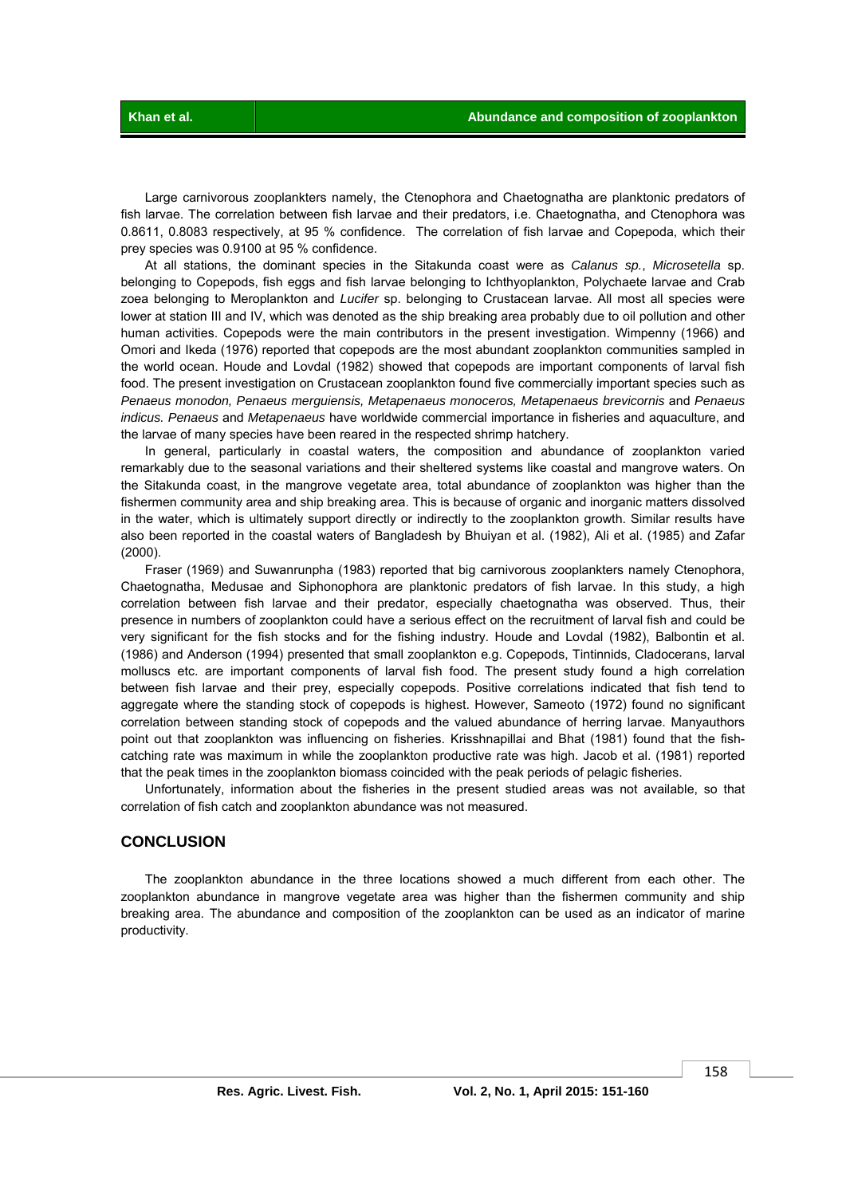Large carnivorous zooplankters namely, the Ctenophora and Chaetognatha are planktonic predators of fish larvae. The correlation between fish larvae and their predators, i.e. Chaetognatha, and Ctenophora was 0.8611, 0.8083 respectively, at 95 % confidence. The correlation of fish larvae and Copepoda, which their prey species was 0.9100 at 95 % confidence.

At all stations, the dominant species in the Sitakunda coast were as *Calanus sp.*, *Microsetella* sp. belonging to Copepods, fish eggs and fish larvae belonging to Ichthyoplankton, Polychaete larvae and Crab zoea belonging to Meroplankton and *Lucifer* sp. belonging to Crustacean larvae. All most all species were lower at station III and IV, which was denoted as the ship breaking area probably due to oil pollution and other human activities. Copepods were the main contributors in the present investigation. Wimpenny (1966) and Omori and Ikeda (1976) reported that copepods are the most abundant zooplankton communities sampled in the world ocean. Houde and Lovdal (1982) showed that copepods are important components of larval fish food. The present investigation on Crustacean zooplankton found five commercially important species such as *Penaeus monodon, Penaeus merguiensis, Metapenaeus monoceros, Metapenaeus brevicornis* and *Penaeus indicus. Penaeus* and *Metapenaeus* have worldwide commercial importance in fisheries and aquaculture, and the larvae of many species have been reared in the respected shrimp hatchery.

In general, particularly in coastal waters, the composition and abundance of zooplankton varied remarkably due to the seasonal variations and their sheltered systems like coastal and mangrove waters. On the Sitakunda coast, in the mangrove vegetate area, total abundance of zooplankton was higher than the fishermen community area and ship breaking area. This is because of organic and inorganic matters dissolved in the water, which is ultimately support directly or indirectly to the zooplankton growth. Similar results have also been reported in the coastal waters of Bangladesh by Bhuiyan et al. (1982), Ali et al. (1985) and Zafar (2000).

Fraser (1969) and Suwanrunpha (1983) reported that big carnivorous zooplankters namely Ctenophora, Chaetognatha, Medusae and Siphonophora are planktonic predators of fish larvae. In this study, a high correlation between fish larvae and their predator, especially chaetognatha was observed. Thus, their presence in numbers of zooplankton could have a serious effect on the recruitment of larval fish and could be very significant for the fish stocks and for the fishing industry. Houde and Lovdal (1982), Balbontin et al. (1986) and Anderson (1994) presented that small zooplankton e.g. Copepods, Tintinnids, Cladocerans, larval molluscs etc. are important components of larval fish food. The present study found a high correlation between fish larvae and their prey, especially copepods. Positive correlations indicated that fish tend to aggregate where the standing stock of copepods is highest. However, Sameoto (1972) found no significant correlation between standing stock of copepods and the valued abundance of herring larvae. Manyauthors point out that zooplankton was influencing on fisheries. Krisshnapillai and Bhat (1981) found that the fish-catching rate was maximum in while the zooplankton productive rate was high. Jacob et al. (1981) reported that the peak times in the zooplankton biomass coincided with the peak periods of pelagic fisheries.

Unfortunately, information about the fisheries in the present studied areas was not available, so that correlation of fish catch and zooplankton abundance was not measured.

## CONCLUSION

The zooplankton abundance in the three locations showed a much different from each other. The zooplankton abundance in mangrove vegetate area was higher than the fishermen community and ship breaking area. The abundance and composition of the zooplankton can be used as an indicator of marine productivity.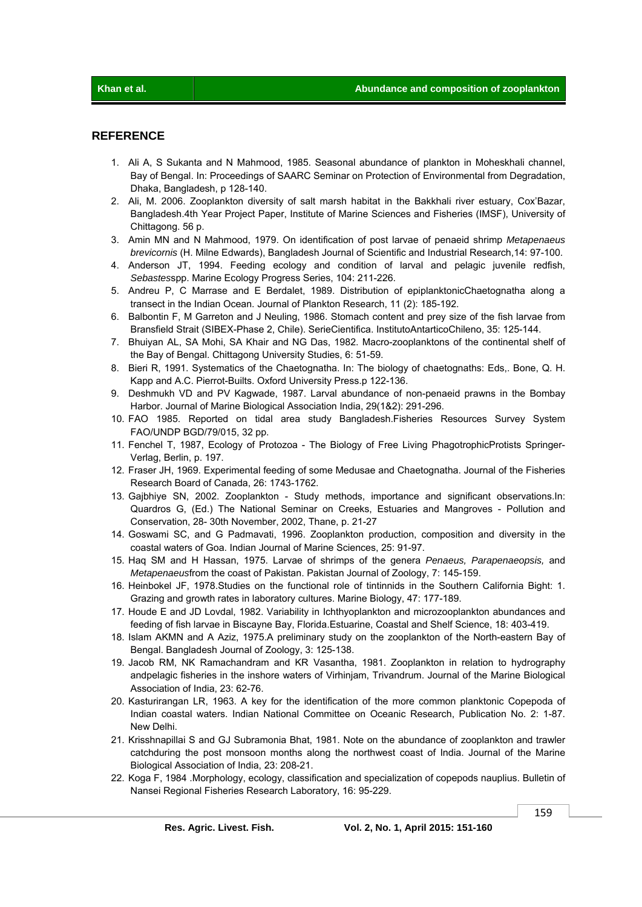## REFERENCE

1. Ali A, S Sukanta and N Mahmood, 1985. Seasonal abundance of plankton in Moheskhali channel, Bay of Bengal. In: Proceedings of SAARC Seminar on Protection of Environmental from Degradation, Dhaka, Bangladesh, p 128-140.
2. Ali, M. 2006. Zooplankton diversity of salt marsh habitat in the Bakkhali river estuary, Cox'Bazar, Bangladesh.4th Year Project Paper, Institute of Marine Sciences and Fisheries (IMSF), University of Chittagong. 56 p.
3. Amin MN and N Mahmood, 1979. On identification of post larvae of penaeid shrimp *Metapenaeus brevicornis* (H. Milne Edwards), Bangladesh Journal of Scientific and Industrial Research,14: 97-100.
4. Anderson JT, 1994. Feeding ecology and condition of larval and pelagic juvenile redfish, *Sebastes*spp. Marine Ecology Progress Series, 104: 211-226.
5. Andreu P, C Marrase and E Berdalet, 1989. Distribution of epiplanktonicChaetognatha along a transect in the Indian Ocean. Journal of Plankton Research, 11 (2): 185-192.
6. Balbontin F, M Garreton and J Neuling, 1986. Stomach content and prey size of the fish larvae from Bransfield Strait (SIBEX-Phase 2, Chile). SerieCientifica. InstitutoAntarticoChileno, 35: 125-144.
7. Bhuiyan AL, SA Mohi, SA Khair and NG Das, 1982. Macro-zooplanktons of the continental shelf of the Bay of Bengal. Chittagong University Studies, 6: 51-59.
8. Bieri R, 1991. Systematics of the Chaetognatha. In: The biology of chaetognaths: Eds,. Bone, Q. H. Kapp and A.C. Pierrot-Builts. Oxford University Press.p 122-136.
9. Deshmukh VD and PV Kagwade, 1987. Larval abundance of non-penaeid prawns in the Bombay Harbor. Journal of Marine Biological Association India, 29(1&2): 291-296.
10. FAO 1985. Reported on tidal area study Bangladesh.Fisheries Resources Survey System FAO/UNDP BGD/79/015, 32 pp.
11. Fenchel T, 1987, Ecology of Protozoa - The Biology of Free Living PhagotrophicProtists Springer-Verlag, Berlin, p. 197.
12. Fraser JH, 1969. Experimental feeding of some Medusae and Chaetognatha. Journal of the Fisheries Research Board of Canada, 26: 1743-1762.
13. Gajbhiye SN, 2002. Zooplankton - Study methods, importance and significant observations.In: Quardros G, (Ed.) The National Seminar on Creeks, Estuaries and Mangroves - Pollution and Conservation, 28- 30th November, 2002, Thane, p. 21-27
14. Goswami SC, and G Padmavati, 1996. Zooplankton production, composition and diversity in the coastal waters of Goa. Indian Journal of Marine Sciences, 25: 91-97.
15. Haq SM and H Hassan, 1975. Larvae of shrimps of the genera *Penaeus, Parapenaeopsis,* and *Metapenaeus*from the coast of Pakistan. Pakistan Journal of Zoology, 7: 145-159.
16. Heinbokel JF, 1978.Studies on the functional role of tintinnids in the Southern California Bight: 1. Grazing and growth rates in laboratory cultures. Marine Biology, 47: 177-189.
17. Houde E and JD Lovdal, 1982. Variability in Ichthyoplankton and microzooplankton abundances and feeding of fish larvae in Biscayne Bay, Florida.Estuarine, Coastal and Shelf Science, 18: 403-419.
18. Islam AKMN and A Aziz, 1975.A preliminary study on the zooplankton of the North-eastern Bay of Bengal. Bangladesh Journal of Zoology, 3: 125-138.
19. Jacob RM, NK Ramachandram and KR Vasantha, 1981. Zooplankton in relation to hydrography andpelagic fisheries in the inshore waters of Virhinjam, Trivandrum. Journal of the Marine Biological Association of India, 23: 62-76.
20. Kasturirangan LR, 1963. A key for the identification of the more common planktonic Copepoda of Indian coastal waters. Indian National Committee on Oceanic Research, Publication No. 2: 1-87. New Delhi.
21. Krisshnapillai S and GJ Subramonia Bhat, 1981. Note on the abundance of zooplankton and trawler catchduring the post monsoon months along the northwest coast of India. Journal of the Marine Biological Association of India, 23: 208-21.
22. Koga F, 1984 .Morphology, ecology, classification and specialization of copepods nauplius. Bulletin of Nansei Regional Fisheries Research Laboratory, 16: 95-229.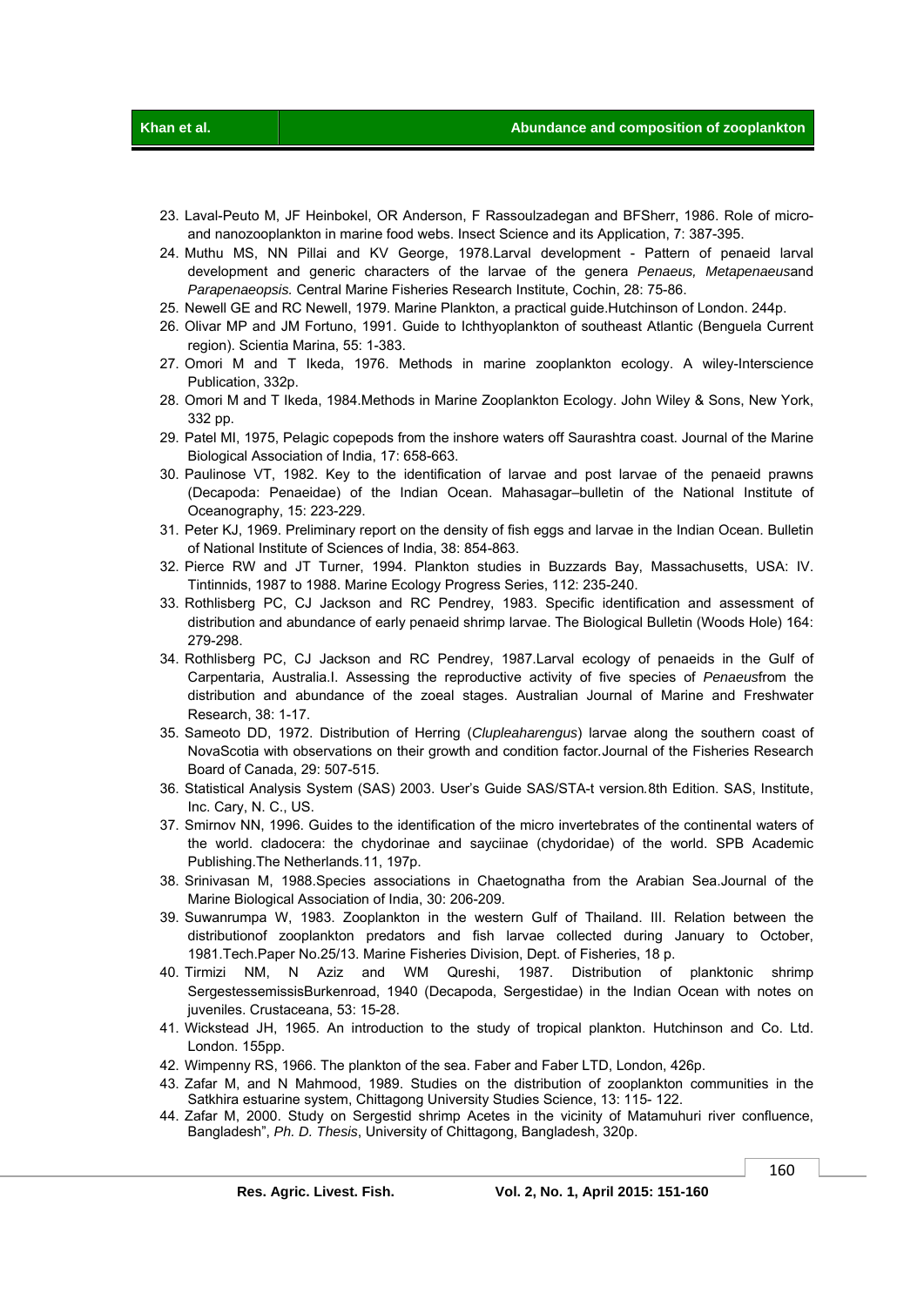23. Laval-Peuto M, JF Heinbokel, OR Anderson, F Rassoulzadegan and BFSherr, 1986. Role of micro- and nanozooplankton in marine food webs. Insect Science and its Application, 7: 387-395.
24. Muthu MS, NN Pillai and KV George, 1978.Larval development - Pattern of penaeid larval development and generic characters of the larvae of the genera *Penaeus, Metapenaeus*and *Parapenaeopsis.* Central Marine Fisheries Research Institute, Cochin, 28: 75-86.
25. Newell GE and RC Newell, 1979. Marine Plankton, a practical guide.Hutchinson of London. 244p.
26. Olivar MP and JM Fortuno, 1991. Guide to Ichthyoplankton of southeast Atlantic (Benguela Current region). Scientia Marina, 55: 1-383.
27. Omori M and T Ikeda, 1976. Methods in marine zooplankton ecology. A wiley-Interscience Publication, 332p.
28. Omori M and T Ikeda, 1984.Methods in Marine Zooplankton Ecology. John Wiley & Sons, New York, 332 pp.
29. Patel MI, 1975, Pelagic copepods from the inshore waters off Saurashtra coast. Journal of the Marine Biological Association of India, 17: 658-663.
30. Paulinose VT, 1982. Key to the identification of larvae and post larvae of the penaeid prawns (Decapoda: Penaeidae) of the Indian Ocean. Mahasagar–bulletin of the National Institute of Oceanography, 15: 223-229.
31. Peter KJ, 1969. Preliminary report on the density of fish eggs and larvae in the Indian Ocean. Bulletin of National Institute of Sciences of India, 38: 854-863.
32. Pierce RW and JT Turner, 1994. Plankton studies in Buzzards Bay, Massachusetts, USA: IV. Tintinnids, 1987 to 1988. Marine Ecology Progress Series, 112: 235-240.
33. Rothlisberg PC, CJ Jackson and RC Pendrey, 1983. Specific identification and assessment of distribution and abundance of early penaeid shrimp larvae. The Biological Bulletin (Woods Hole) 164: 279-298.
34. Rothlisberg PC, CJ Jackson and RC Pendrey, 1987.Larval ecology of penaeids in the Gulf of Carpentaria, Australia.I. Assessing the reproductive activity of five species of *Penaeus*from the distribution and abundance of the zoeal stages. Australian Journal of Marine and Freshwater Research, 38: 1-17.
35. Sameoto DD, 1972. Distribution of Herring (*Clupleaharengus*) larvae along the southern coast of NovaScotia with observations on their growth and condition factor.Journal of the Fisheries Research Board of Canada, 29: 507-515.
36. Statistical Analysis System (SAS) 2003. User's Guide SAS/STA-t version.8th Edition. SAS, Institute, Inc. Cary, N. C., US.
37. Smirnov NN, 1996. Guides to the identification of the micro invertebrates of the continental waters of the world. cladocera: the chydorinae and sayciinae (chydoridae) of the world. SPB Academic Publishing.The Netherlands.11, 197p.
38. Srinivasan M, 1988.Species associations in Chaetognatha from the Arabian Sea.Journal of the Marine Biological Association of India, 30: 206-209.
39. Suwanrumpa W, 1983. Zooplankton in the western Gulf of Thailand. III. Relation between the distributionof zooplankton predators and fish larvae collected during January to October, 1981.Tech.Paper No.25/13. Marine Fisheries Division, Dept. of Fisheries, 18 p.
40. Tirmizi NM, N Aziz and WM Qureshi, 1987. Distribution of planktonic shrimp SergestessemissisBurkenroad, 1940 (Decapoda, Sergestidae) in the Indian Ocean with notes on juveniles. Crustaceana, 53: 15-28.
41. Wickstead JH, 1965. An introduction to the study of tropical plankton. Hutchinson and Co. Ltd. London. 155pp.
42. Wimpenny RS, 1966. The plankton of the sea. Faber and Faber LTD, London, 426p.
43. Zafar M, and N Mahmood, 1989. Studies on the distribution of zooplankton communities in the Satkhira estuarine system, Chittagong University Studies Science, 13: 115- 122.
44. Zafar M, 2000. Study on Sergestid shrimp Acetes in the vicinity of Matamuhuri river confluence, Bangladesh", *Ph. D. Thesis*, University of Chittagong, Bangladesh, 320p.